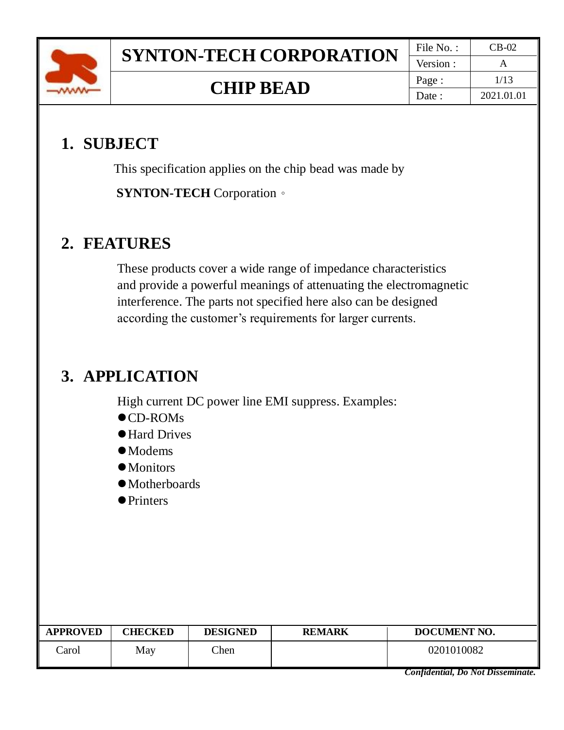# SYNTON-TECH CORPORATION

## CHIP BEAD

| File No. : | CB-02 |
| --- | --- |
| Version : | A |
| Date : | 2021.01.01 |

## 1. SUBJECT

This specification applies on the chip bead was made by

**SYNTON-TECH** Corporation。

## 2. FEATURES

These products cover a wide range of impedance characteristics and provide a powerful meanings of attenuating the electromagnetic interference. The parts not specified here also can be designed according the customer's requirements for larger currents.

## 3. APPLICATION

High current DC power line EMI suppress. Examples:

- CD-ROMs
- Hard Drives
- Modems
- Monitors
- Motherboards
- Printers

| APPROVED | CHECKED | DESIGNED | REMARK | DOCUMENT NO. |
| --- | --- | --- | --- | --- |
| Carol | May | Chen | | 0201010082 |

***Confidential, Do Not Disseminate.***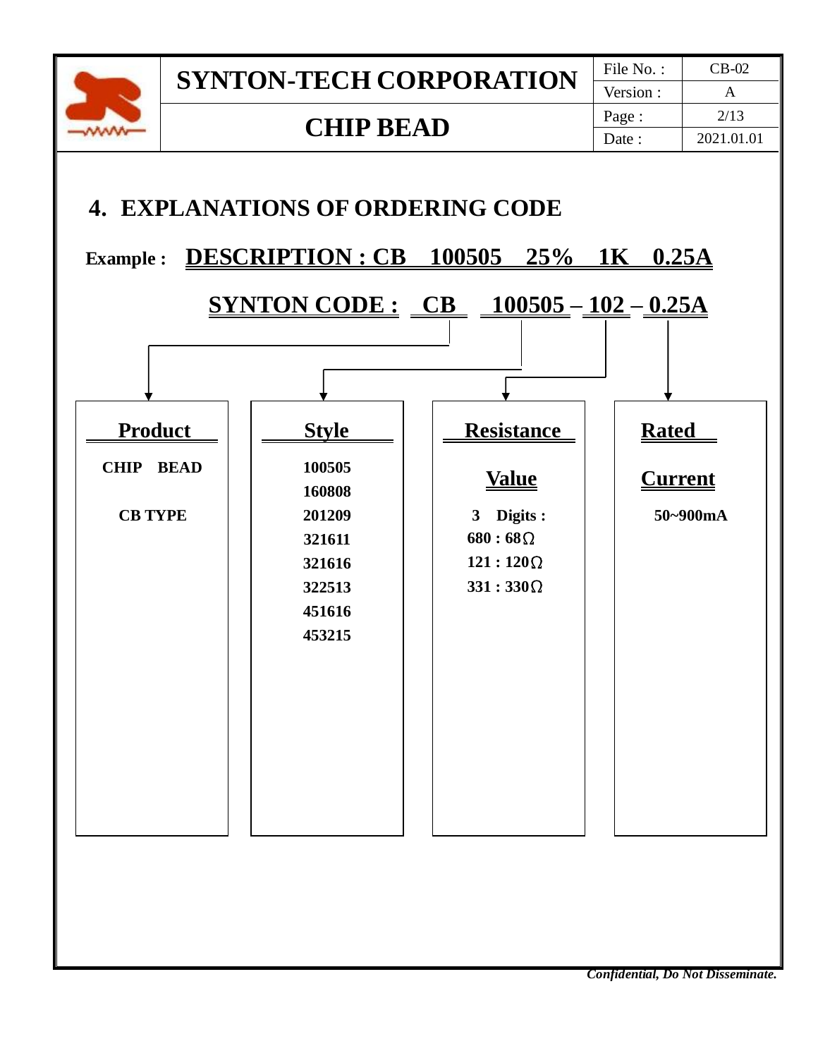## 4. EXPLANATIONS OF ORDERING CODE

**Example :** **DESCRIPTION : CB 100505 25% 1K 0.25A**

**SYNTON CODE : CB 100505 – 102 – 0.25A**

| Product | Style | Resistance Value | Rated Current |
|---|---|---|---|
| CHIP BEAD<br><br>CB TYPE | 100505<br>160808<br>201209<br>321611<br>321616<br>322513<br>451616<br>453215 | 3 Digits :<br>680 : 68Ω<br>121 : 120Ω<br>331 : 330Ω | 50~900mA |

*Confidential, Do Not Disseminate.*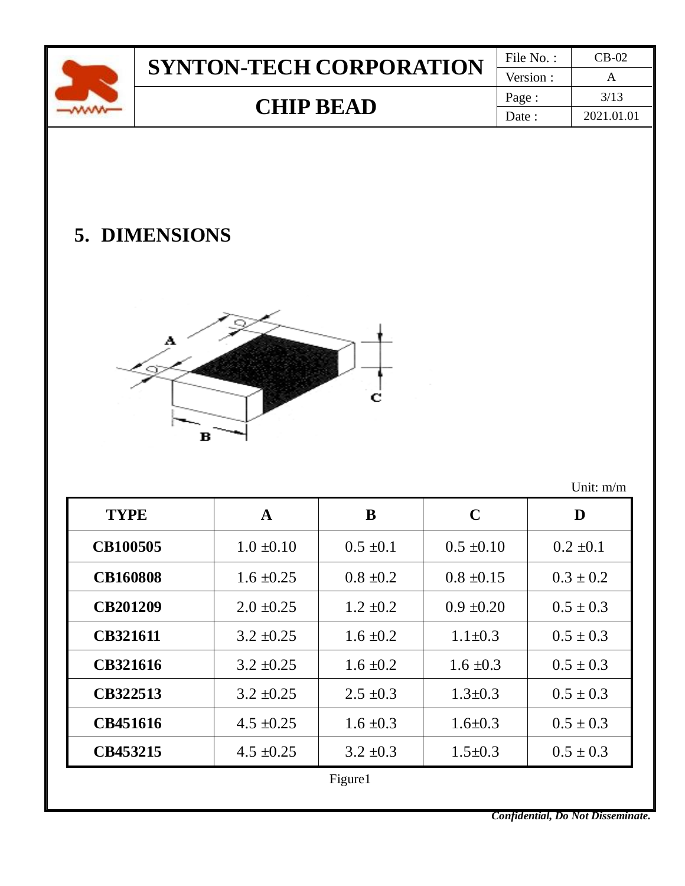## 5. DIMENSIONS

Unit: m/m

| TYPE | A | B | C | D |
|---|---|---|---|---|
| CB100505 | 1.0 ±0.10 | 0.5 ±0.1 | 0.5 ±0.10 | 0.2 ±0.1 |
| CB160808 | 1.6 ±0.25 | 0.8 ±0.2 | 0.8 ±0.15 | 0.3 ± 0.2 |
| CB201209 | 2.0 ±0.25 | 1.2 ±0.2 | 0.9 ±0.20 | 0.5 ± 0.3 |
| CB321611 | 3.2 ±0.25 | 1.6 ±0.2 | 1.1±0.3 | 0.5 ± 0.3 |
| CB321616 | 3.2 ±0.25 | 1.6 ±0.2 | 1.6 ±0.3 | 0.5 ± 0.3 |
| CB322513 | 3.2 ±0.25 | 2.5 ±0.3 | 1.3±0.3 | 0.5 ± 0.3 |
| CB451616 | 4.5 ±0.25 | 1.6 ±0.3 | 1.6±0.3 | 0.5 ± 0.3 |
| CB453215 | 4.5 ±0.25 | 3.2 ±0.3 | 1.5±0.3 | 0.5 ± 0.3 |

Figure1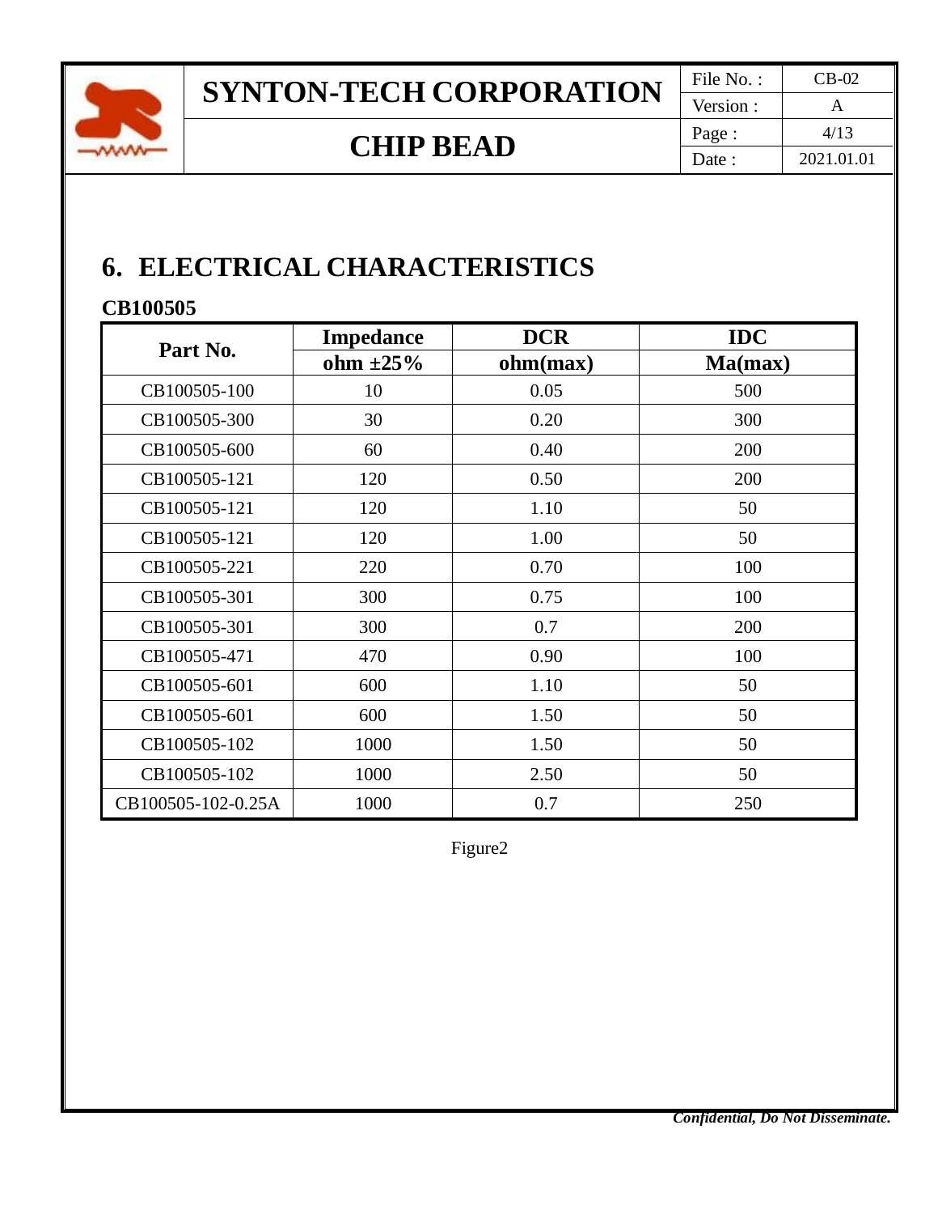# 6. ELECTRICAL CHARACTERISTICS

**CB100505**

| Part No. | Impedance | DCR | IDC |
|---|---|---|---|
| | ohm ±25% | ohm(max) | Ma(max) |
| CB100505-100 | 10 | 0.05 | 500 |
| CB100505-300 | 30 | 0.20 | 300 |
| CB100505-600 | 60 | 0.40 | 200 |
| CB100505-121 | 120 | 0.50 | 200 |
| CB100505-121 | 120 | 1.10 | 50 |
| CB100505-121 | 120 | 1.00 | 50 |
| CB100505-221 | 220 | 0.70 | 100 |
| CB100505-301 | 300 | 0.75 | 100 |
| CB100505-301 | 300 | 0.7 | 200 |
| CB100505-471 | 470 | 0.90 | 100 |
| CB100505-601 | 600 | 1.10 | 50 |
| CB100505-601 | 600 | 1.50 | 50 |
| CB100505-102 | 1000 | 1.50 | 50 |
| CB100505-102 | 1000 | 2.50 | 50 |
| CB100505-102-0.25A | 1000 | 0.7 | 250 |

Figure2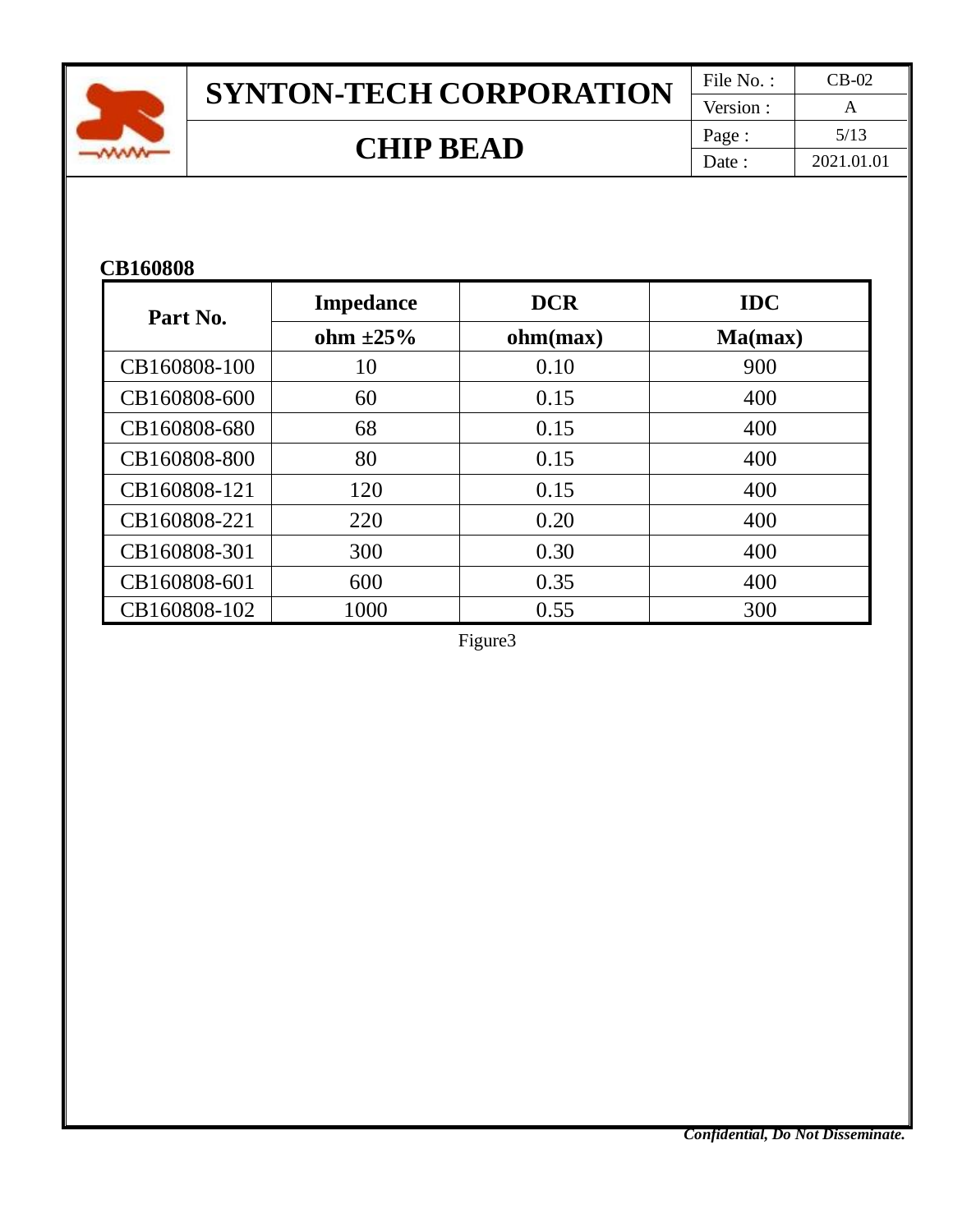**CB160808**

| Part No. | Impedance | DCR | IDC |
|---|---|---|---|
| | ohm ±25% | ohm(max) | Ma(max) |
| CB160808-100 | 10 | 0.10 | 900 |
| CB160808-600 | 60 | 0.15 | 400 |
| CB160808-680 | 68 | 0.15 | 400 |
| CB160808-800 | 80 | 0.15 | 400 |
| CB160808-121 | 120 | 0.15 | 400 |
| CB160808-221 | 220 | 0.20 | 400 |
| CB160808-301 | 300 | 0.30 | 400 |
| CB160808-601 | 600 | 0.35 | 400 |
| CB160808-102 | 1000 | 0.55 | 300 |

Figure3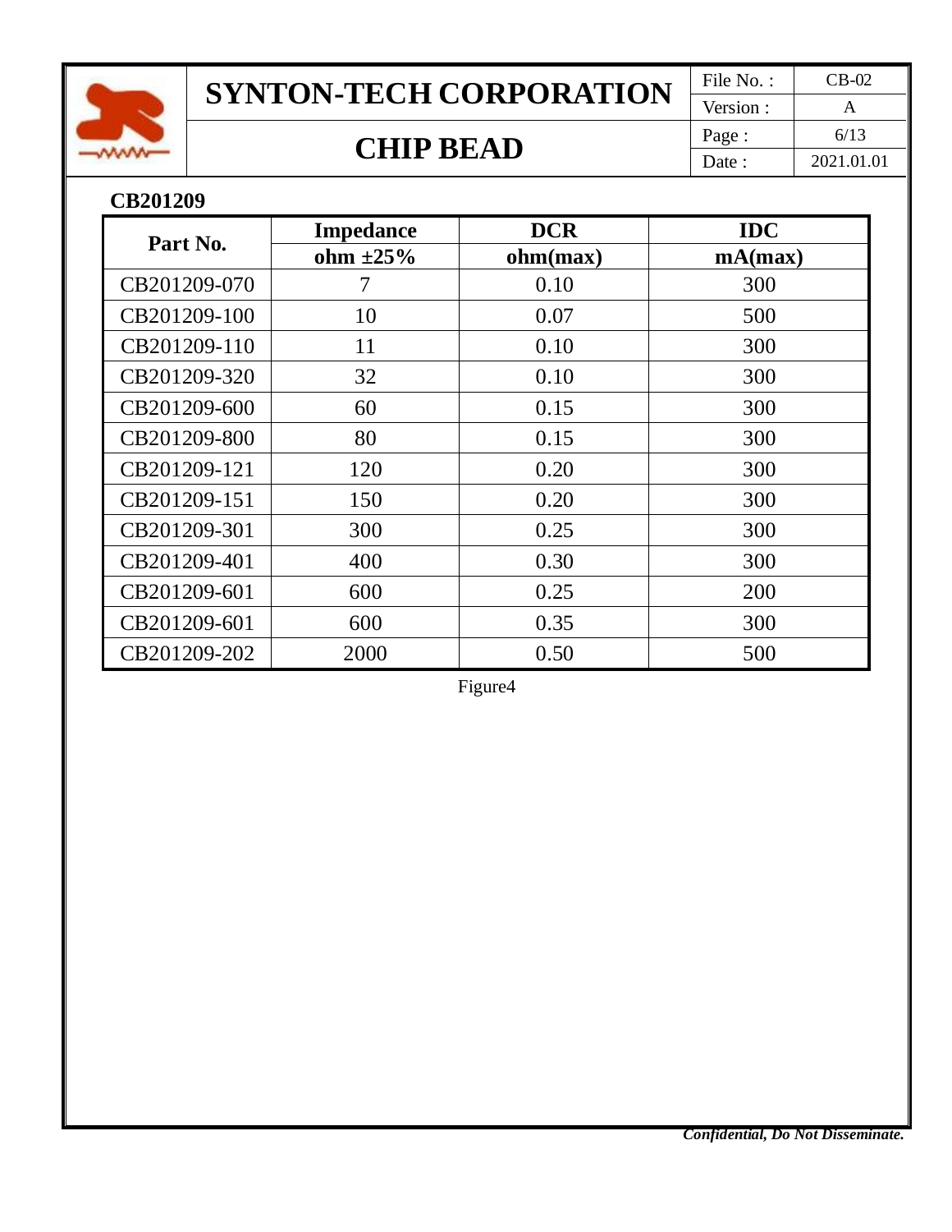**CB201209**

| Part No. | Impedance | DCR | IDC |
|---|---|---|---|
| | ohm ±25% | ohm(max) | mA(max) |
| CB201209-070 | 7 | 0.10 | 300 |
| CB201209-100 | 10 | 0.07 | 500 |
| CB201209-110 | 11 | 0.10 | 300 |
| CB201209-320 | 32 | 0.10 | 300 |
| CB201209-600 | 60 | 0.15 | 300 |
| CB201209-800 | 80 | 0.15 | 300 |
| CB201209-121 | 120 | 0.20 | 300 |
| CB201209-151 | 150 | 0.20 | 300 |
| CB201209-301 | 300 | 0.25 | 300 |
| CB201209-401 | 400 | 0.30 | 300 |
| CB201209-601 | 600 | 0.25 | 200 |
| CB201209-601 | 600 | 0.35 | 300 |
| CB201209-202 | 2000 | 0.50 | 500 |

Figure4

***Confidential, Do Not Disseminate.***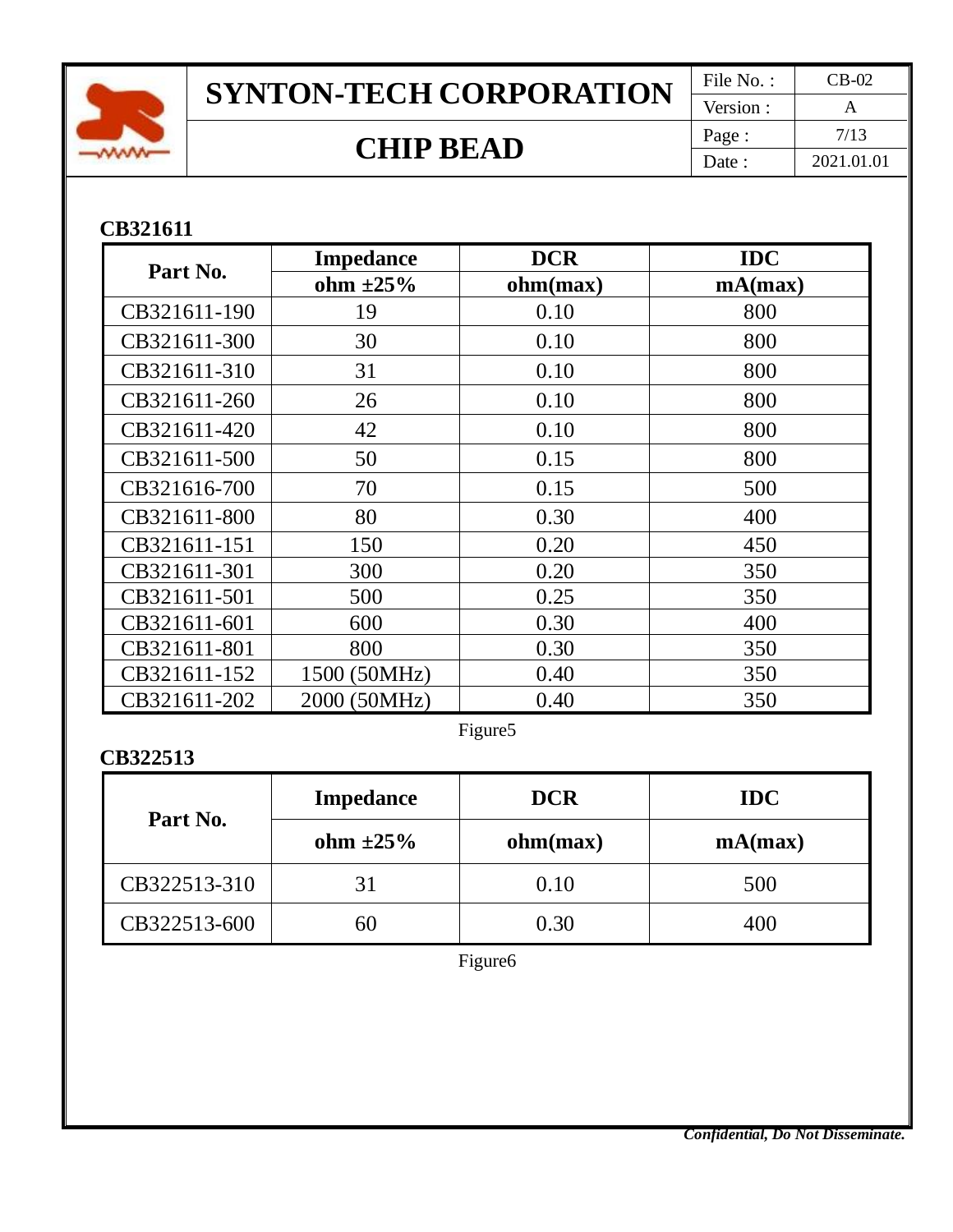### CB321611

| Part No. | Impedance<br>ohm ±25% | DCR<br>ohm(max) | IDC<br>mA(max) |
|---|---|---|---|
| CB321611-190 | 19 | 0.10 | 800 |
| CB321611-300 | 30 | 0.10 | 800 |
| CB321611-310 | 31 | 0.10 | 800 |
| CB321611-260 | 26 | 0.10 | 800 |
| CB321611-420 | 42 | 0.10 | 800 |
| CB321611-500 | 50 | 0.15 | 800 |
| CB321616-700 | 70 | 0.15 | 500 |
| CB321611-800 | 80 | 0.30 | 400 |
| CB321611-151 | 150 | 0.20 | 450 |
| CB321611-301 | 300 | 0.20 | 350 |
| CB321611-501 | 500 | 0.25 | 350 |
| CB321611-601 | 600 | 0.30 | 400 |
| CB321611-801 | 800 | 0.30 | 350 |
| CB321611-152 | 1500 (50MHz) | 0.40 | 350 |
| CB321611-202 | 2000 (50MHz) | 0.40 | 350 |

Figure5

### CB322513

| Part No. | Impedance<br>ohm ±25% | DCR<br>ohm(max) | IDC<br>mA(max) |
|---|---|---|---|
| CB322513-310 | 31 | 0.10 | 500 |
| CB322513-600 | 60 | 0.30 | 400 |

Figure6

*Confidential, Do Not Disseminate.*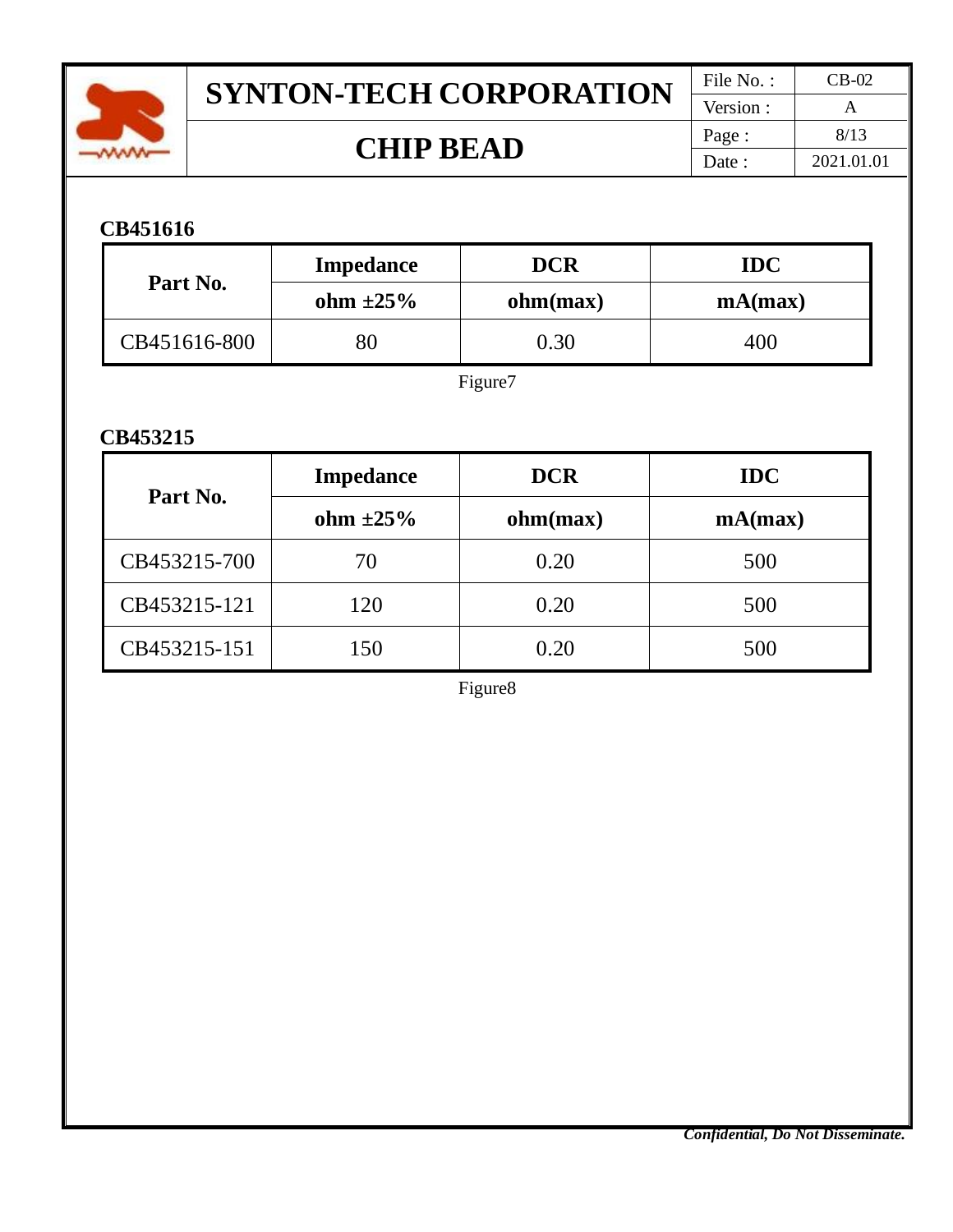**CB451616**

| Part No. | Impedance | DCR | IDC |
| --- | --- | --- | --- |
| | ohm ±25% | ohm(max) | mA(max) |
| CB451616-800 | 80 | 0.30 | 400 |

Figure7

**CB453215**

| Part No. | Impedance | DCR | IDC |
| --- | --- | --- | --- |
| | ohm ±25% | ohm(max) | mA(max) |
| CB453215-700 | 70 | 0.20 | 500 |
| CB453215-121 | 120 | 0.20 | 500 |
| CB453215-151 | 150 | 0.20 | 500 |

Figure8

***Confidential, Do Not Disseminate.***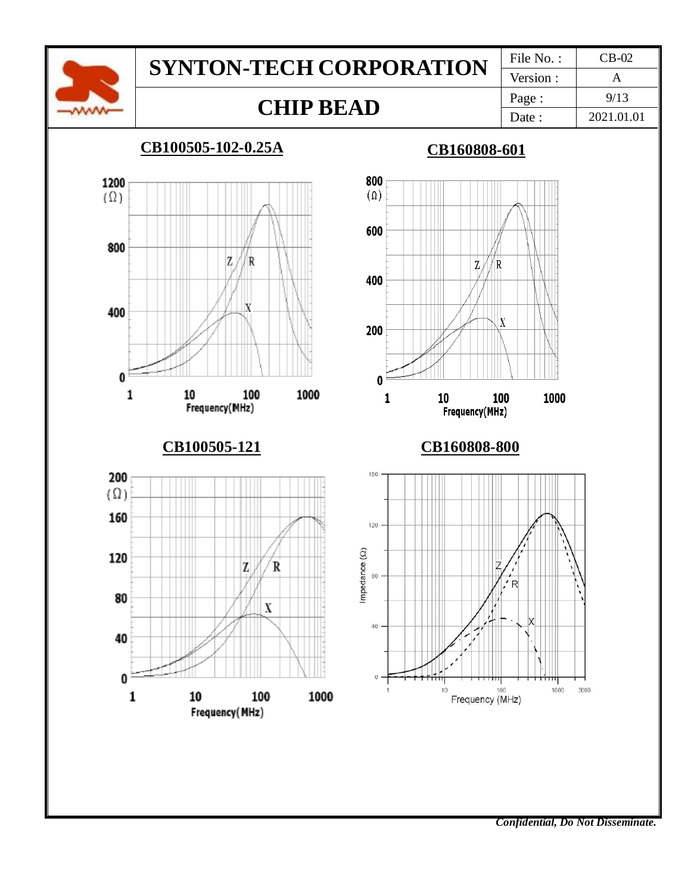# SYNTON-TECH CORPORATION

## CHIP BEAD

| File No. : | CB-02 |
|---|---|
| Version : | A |
| Page : | 9/13 |
| Date : | 2021.01.01 |

### CB100505-102-0.25A

1200 (Ω)
800
400
0

Z R X

1 10 100 1000
Frequency(MHz)

### CB160808-601

800 (Ω)
600
400
200
0

Z R X

1 10 100 1000
Frequency(MHz)

### CB100505-121

200 (Ω)
160
120
80
40
0

Z R X

1 10 100 1000
Frequency(MHz)

### CB160808-800

Impedance (Ω)
160
120
80
40
0

Z R X

1 10 100 1000 3000
Frequency (MHz)

*Confidential, Do Not Disseminate.*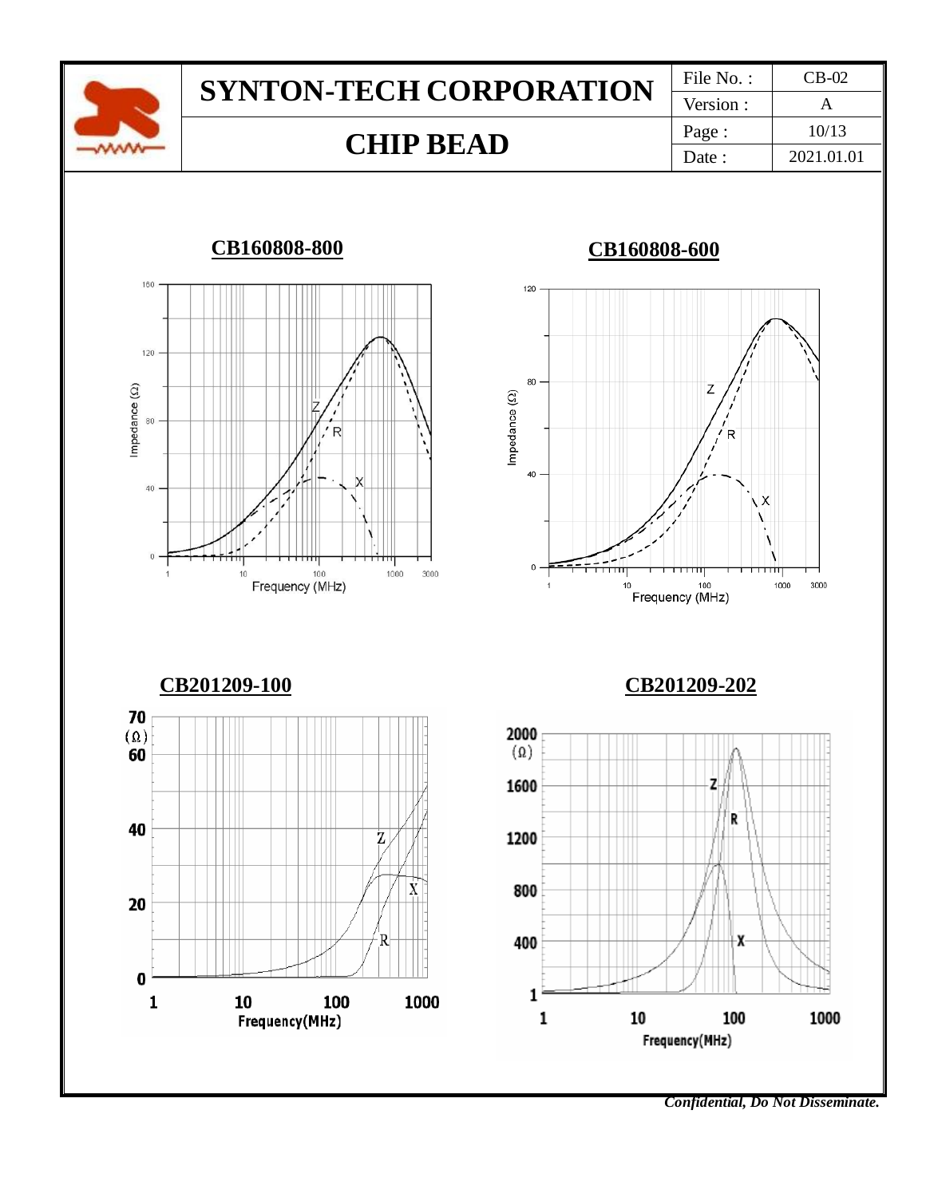## CB160808-800

## CB160808-600

## CB201209-100

## CB201209-202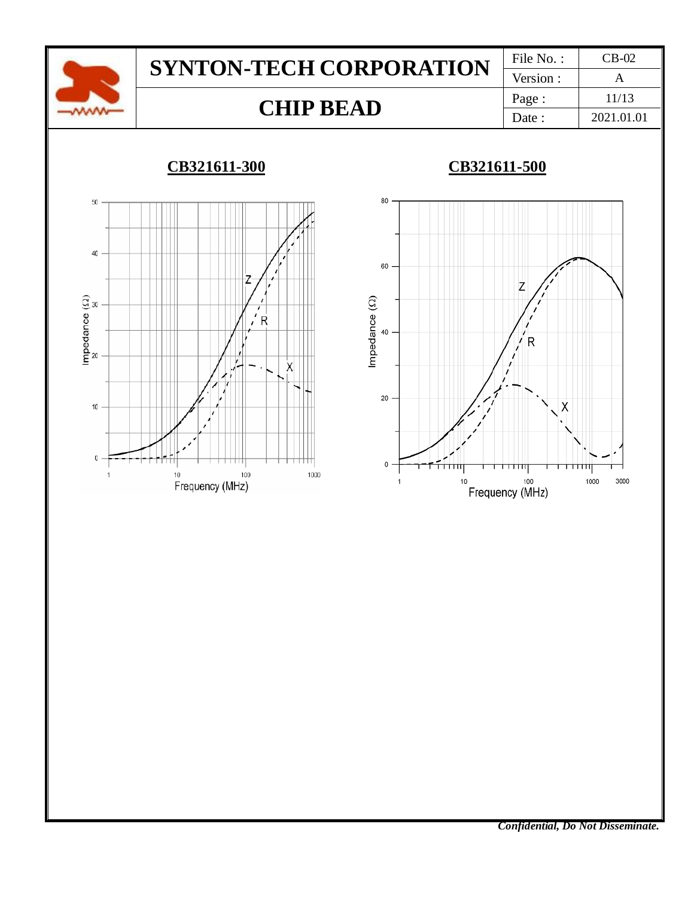## CB321611-300

## CB321611-500

*Confidential, Do Not Disseminate.*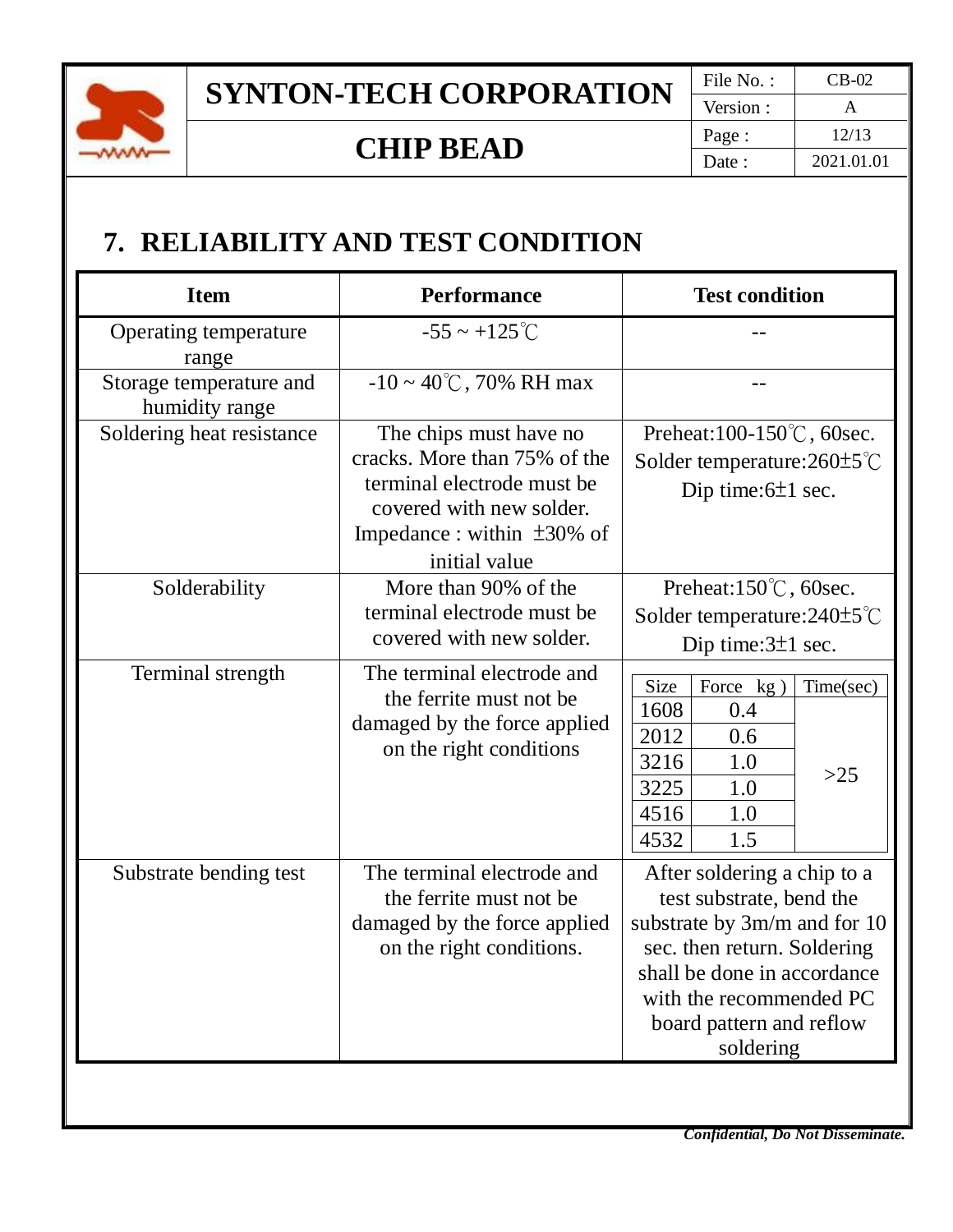## 7. RELIABILITY AND TEST CONDITION

| Item | Performance | Test condition |
|---|---|---|
| Operating temperature range | -55 ~ +125℃ | -- |
| Storage temperature and humidity range | -10 ~ 40℃, 70% RH max | -- |
| Soldering heat resistance | The chips must have no cracks. More than 75% of the terminal electrode must be covered with new solder. Impedance : within ±30% of initial value | Preheat:100-150℃, 60sec. Solder temperature:260±5℃ Dip time:6±1 sec. |
| Solderability | More than 90% of the terminal electrode must be covered with new solder. | Preheat:150℃, 60sec. Solder temperature:240±5℃ Dip time:3±1 sec. |
| Terminal strength | The terminal electrode and the ferrite must not be damaged by the force applied on the right conditions | See table below |
| Substrate bending test | The terminal electrode and the ferrite must not be damaged by the force applied on the right conditions. | After soldering a chip to a test substrate, bend the substrate by 3m/m and for 10 sec. then return. Soldering shall be done in accordance with the recommended PC board pattern and reflow soldering |

Terminal strength test condition:

| Size | Force（kg） | Time(sec) |
|---|---|---|
| 1608 | 0.4 | >25 |
| 2012 | 0.6 | >25 |
| 3216 | 1.0 | >25 |
| 3225 | 1.0 | >25 |
| 4516 | 1.0 | >25 |
| 4532 | 1.5 | >25 |

*Confidential, Do Not Disseminate.*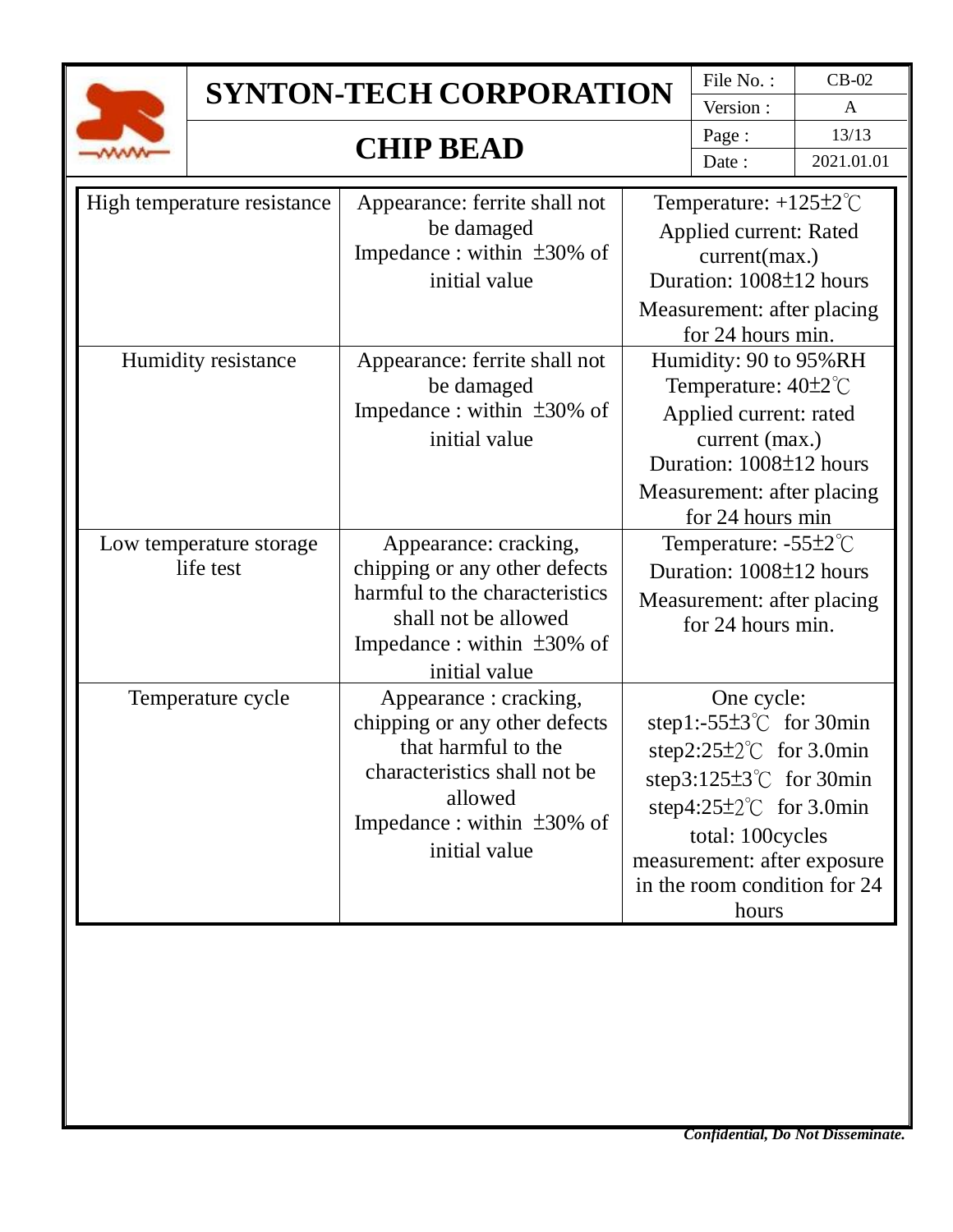| | | |
|---|---|---|
| High temperature resistance | Appearance: ferrite shall not be damaged<br>Impedance : within ±30% of initial value | Temperature: +125±2℃<br>Applied current: Rated current(max.)<br>Duration: 1008±12 hours<br>Measurement: after placing for 24 hours min. |
| Humidity resistance | Appearance: ferrite shall not be damaged<br>Impedance : within ±30% of initial value | Humidity: 90 to 95%RH<br>Temperature: 40±2℃<br>Applied current: rated current (max.)<br>Duration: 1008±12 hours<br>Measurement: after placing for 24 hours min |
| Low temperature storage life test | Appearance: cracking, chipping or any other defects harmful to the characteristics shall not be allowed<br>Impedance : within ±30% of initial value | Temperature: -55±2℃<br>Duration: 1008±12 hours<br>Measurement: after placing for 24 hours min. |
| Temperature cycle | Appearance : cracking, chipping or any other defects that harmful to the characteristics shall not be allowed<br>Impedance : within ±30% of initial value | One cycle:<br>step1:-55±3℃ for 30min<br>step2:25±2℃ for 3.0min<br>step3:125±3℃ for 30min<br>step4:25±2℃ for 3.0min<br>total: 100cycles<br>measurement: after exposure in the room condition for 24 hours |

***Confidential, Do Not Disseminate.***